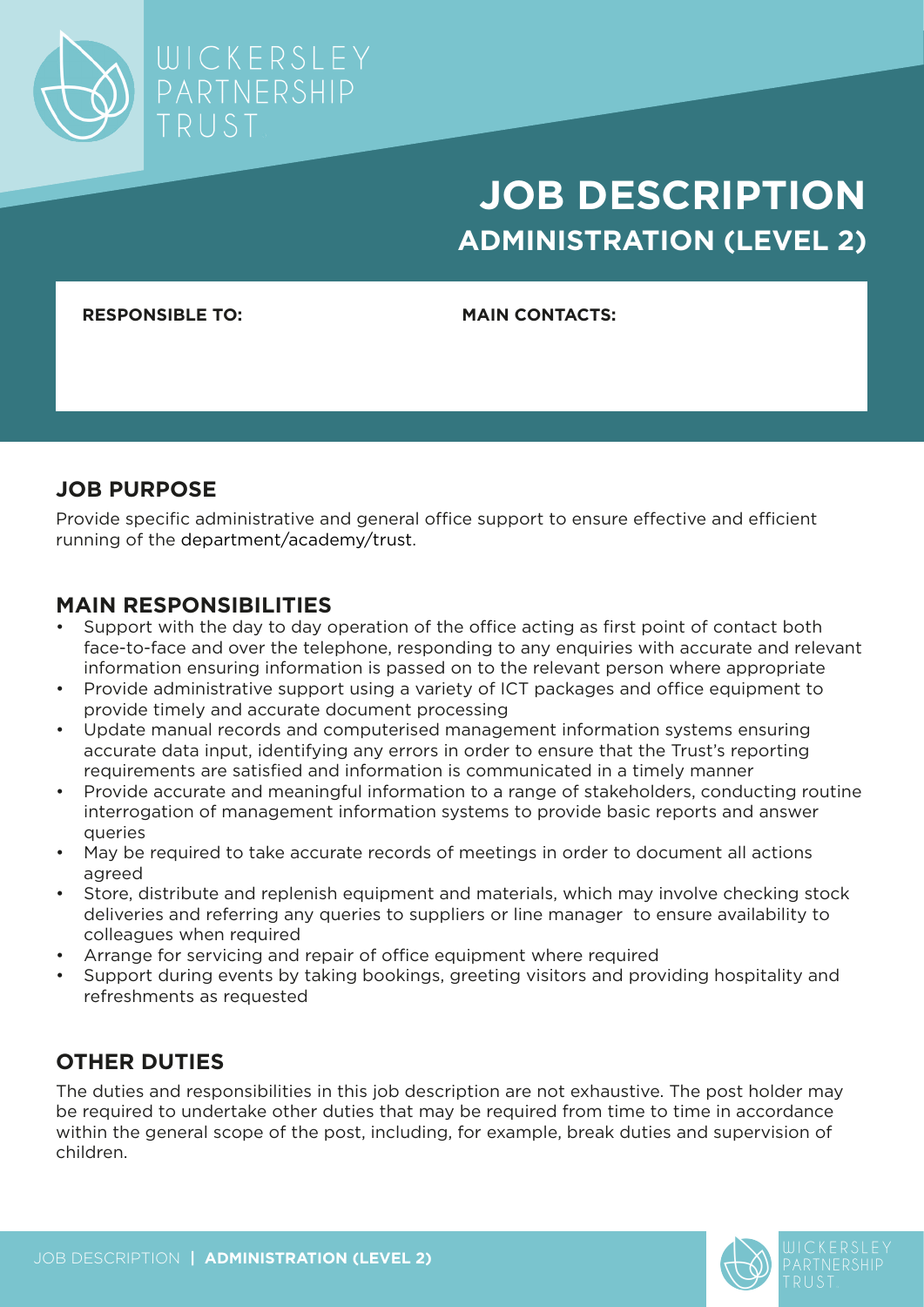WICKERSLEY PARTNERSHIP TRUST

# JOB DESCRIPTION

## ADMINISTRATION (LEVEL 2)

**RESPONSIBLE TO:**

**MAIN CONTACTS:**

## JOB PURPOSE

Provide specific administrative and general office support to ensure effective and efficient running of the department/academy/trust.

## MAIN RESPONSIBILITIES

- Support with the day to day operation of the office acting as first point of contact both face-to-face and over the telephone, responding to any enquiries with accurate and relevant information ensuring information is passed on to the relevant person where appropriate
- Provide administrative support using a variety of ICT packages and office equipment to provide timely and accurate document processing
- Update manual records and computerised management information systems ensuring accurate data input, identifying any errors in order to ensure that the Trust's reporting requirements are satisfied and information is communicated in a timely manner
- Provide accurate and meaningful information to a range of stakeholders, conducting routine interrogation of management information systems to provide basic reports and answer queries
- May be required to take accurate records of meetings in order to document all actions agreed
- Store, distribute and replenish equipment and materials, which may involve checking stock deliveries and referring any queries to suppliers or line manager to ensure availability to colleagues when required
- Arrange for servicing and repair of office equipment where required
- Support during events by taking bookings, greeting visitors and providing hospitality and refreshments as requested

## OTHER DUTIES

The duties and responsibilities in this job description are not exhaustive. The post holder may be required to undertake other duties that may be required from time to time in accordance within the general scope of the post, including, for example, break duties and supervision of children.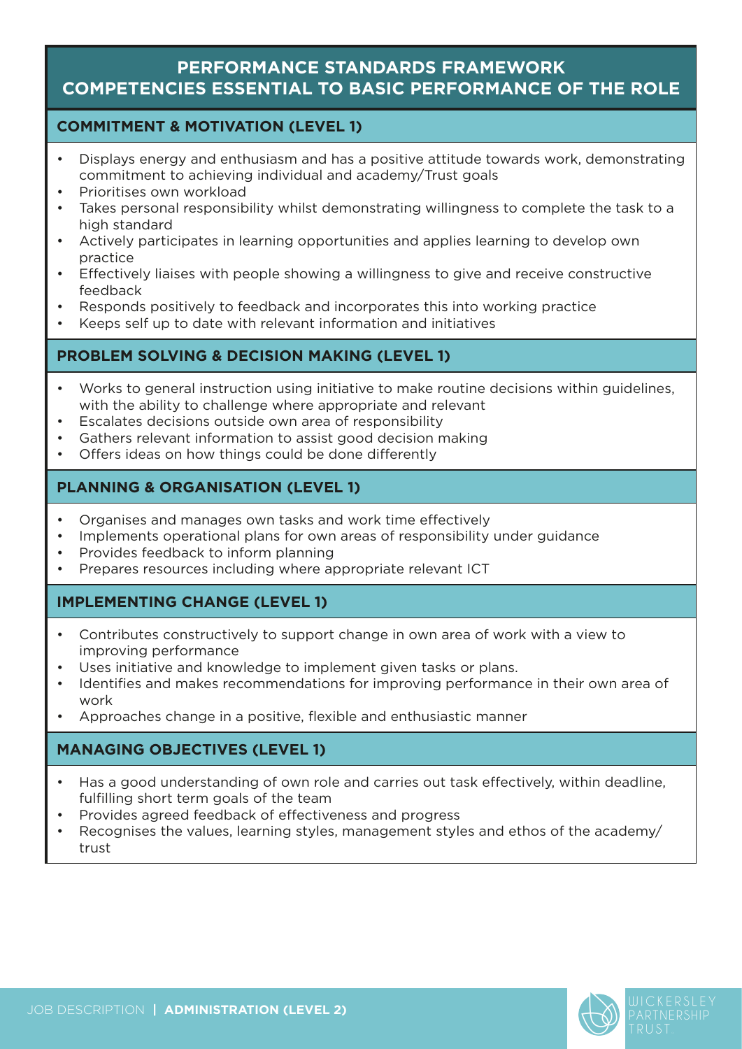# PERFORMANCE STANDARDS FRAMEWORK
# COMPETENCIES ESSENTIAL TO BASIC PERFORMANCE OF THE ROLE

## COMMITMENT & MOTIVATION (LEVEL 1)

- Displays energy and enthusiasm and has a positive attitude towards work, demonstrating commitment to achieving individual and academy/Trust goals
- Prioritises own workload
- Takes personal responsibility whilst demonstrating willingness to complete the task to a high standard
- Actively participates in learning opportunities and applies learning to develop own practice
- Effectively liaises with people showing a willingness to give and receive constructive feedback
- Responds positively to feedback and incorporates this into working practice
- Keeps self up to date with relevant information and initiatives

## PROBLEM SOLVING & DECISION MAKING (LEVEL 1)

- Works to general instruction using initiative to make routine decisions within guidelines, with the ability to challenge where appropriate and relevant
- Escalates decisions outside own area of responsibility
- Gathers relevant information to assist good decision making
- Offers ideas on how things could be done differently

## PLANNING & ORGANISATION (LEVEL 1)

- Organises and manages own tasks and work time effectively
- Implements operational plans for own areas of responsibility under guidance
- Provides feedback to inform planning
- Prepares resources including where appropriate relevant ICT

## IMPLEMENTING CHANGE (LEVEL 1)

- Contributes constructively to support change in own area of work with a view to improving performance
- Uses initiative and knowledge to implement given tasks or plans.
- Identifies and makes recommendations for improving performance in their own area of work
- Approaches change in a positive, flexible and enthusiastic manner

## MANAGING OBJECTIVES (LEVEL 1)

- Has a good understanding of own role and carries out task effectively, within deadline, fulfilling short term goals of the team
- Provides agreed feedback of effectiveness and progress
- Recognises the values, learning styles, management styles and ethos of the academy/ trust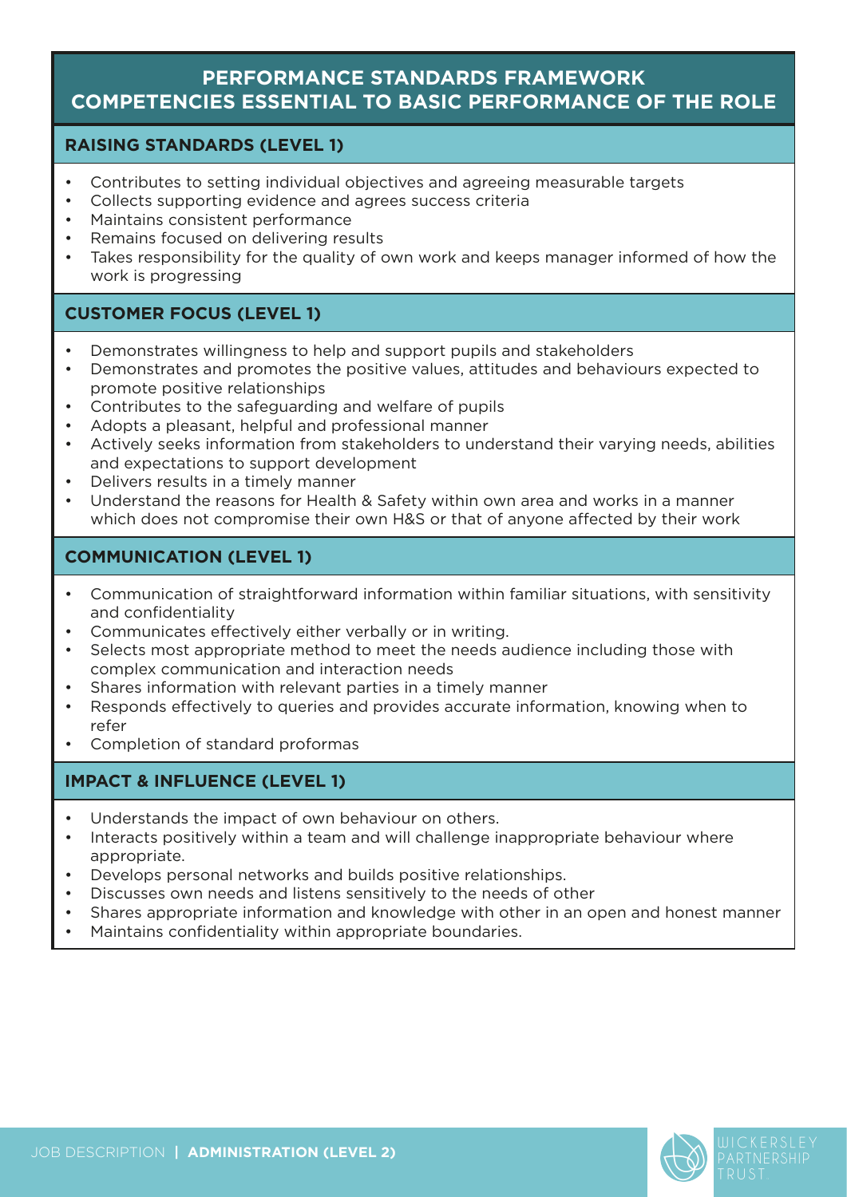# PERFORMANCE STANDARDS FRAMEWORK
# COMPETENCIES ESSENTIAL TO BASIC PERFORMANCE OF THE ROLE

## RAISING STANDARDS (LEVEL 1)

- Contributes to setting individual objectives and agreeing measurable targets
- Collects supporting evidence and agrees success criteria
- Maintains consistent performance
- Remains focused on delivering results
- Takes responsibility for the quality of own work and keeps manager informed of how the work is progressing

## CUSTOMER FOCUS (LEVEL 1)

- Demonstrates willingness to help and support pupils and stakeholders
- Demonstrates and promotes the positive values, attitudes and behaviours expected to promote positive relationships
- Contributes to the safeguarding and welfare of pupils
- Adopts a pleasant, helpful and professional manner
- Actively seeks information from stakeholders to understand their varying needs, abilities and expectations to support development
- Delivers results in a timely manner
- Understand the reasons for Health & Safety within own area and works in a manner which does not compromise their own H&S or that of anyone affected by their work

## COMMUNICATION (LEVEL 1)

- Communication of straightforward information within familiar situations, with sensitivity and confidentiality
- Communicates effectively either verbally or in writing.
- Selects most appropriate method to meet the needs audience including those with complex communication and interaction needs
- Shares information with relevant parties in a timely manner
- Responds effectively to queries and provides accurate information, knowing when to refer
- Completion of standard proformas

## IMPACT & INFLUENCE (LEVEL 1)

- Understands the impact of own behaviour on others.
- Interacts positively within a team and will challenge inappropriate behaviour where appropriate.
- Develops personal networks and builds positive relationships.
- Discusses own needs and listens sensitively to the needs of other
- Shares appropriate information and knowledge with other in an open and honest manner
- Maintains confidentiality within appropriate boundaries.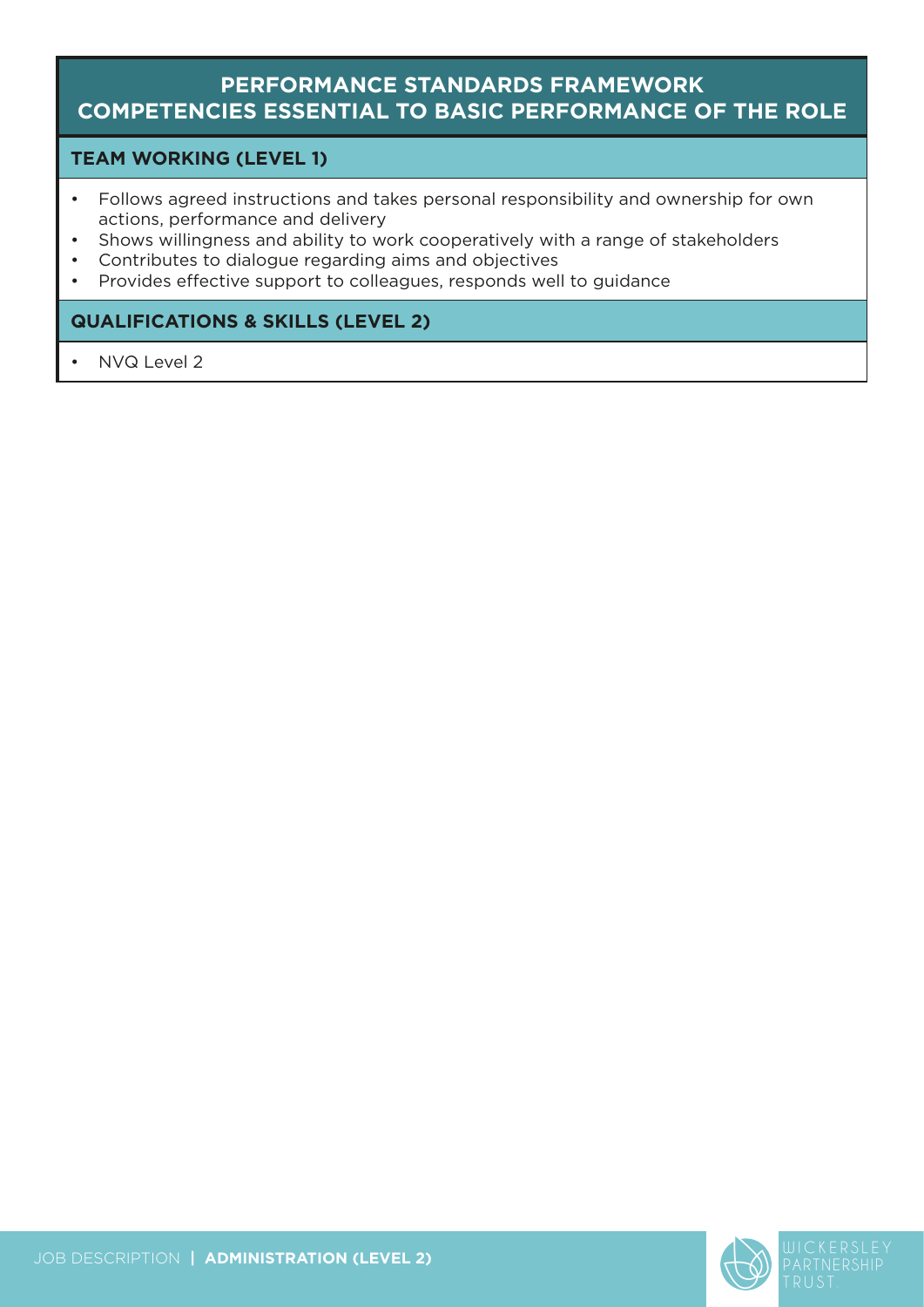# PERFORMANCE STANDARDS FRAMEWORK
# COMPETENCIES ESSENTIAL TO BASIC PERFORMANCE OF THE ROLE

## TEAM WORKING (LEVEL 1)

- Follows agreed instructions and takes personal responsibility and ownership for own actions, performance and delivery
- Shows willingness and ability to work cooperatively with a range of stakeholders
- Contributes to dialogue regarding aims and objectives
- Provides effective support to colleagues, responds well to guidance

## QUALIFICATIONS & SKILLS (LEVEL 2)

- NVQ Level 2